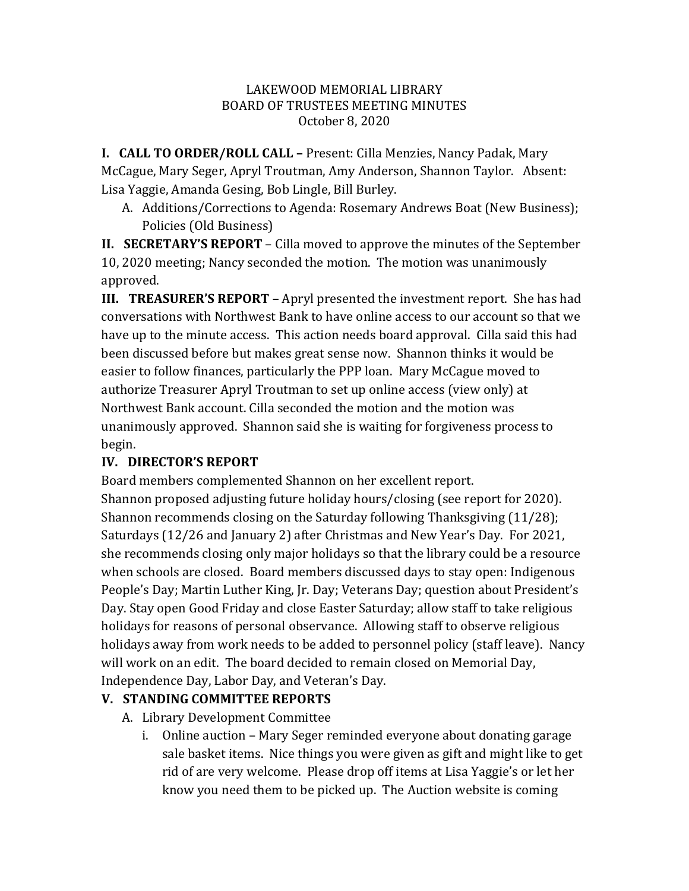LAKEWOOD MEMORIAL LIBRARY
BOARD OF TRUSTEES MEETING MINUTES
October 8, 2020

**I. CALL TO ORDER/ROLL CALL –** Present: Cilla Menzies, Nancy Padak, Mary McCague, Mary Seger, Apryl Troutman, Amy Anderson, Shannon Taylor. Absent: Lisa Yaggie, Amanda Gesing, Bob Lingle, Bill Burley.

A. Additions/Corrections to Agenda: Rosemary Andrews Boat (New Business); Policies (Old Business)

**II. SECRETARY'S REPORT** – Cilla moved to approve the minutes of the September 10, 2020 meeting; Nancy seconded the motion. The motion was unanimously approved.

**III. TREASURER'S REPORT –** Apryl presented the investment report. She has had conversations with Northwest Bank to have online access to our account so that we have up to the minute access. This action needs board approval. Cilla said this had been discussed before but makes great sense now. Shannon thinks it would be easier to follow finances, particularly the PPP loan. Mary McCague moved to authorize Treasurer Apryl Troutman to set up online access (view only) at Northwest Bank account. Cilla seconded the motion and the motion was unanimously approved. Shannon said she is waiting for forgiveness process to begin.

**IV. DIRECTOR'S REPORT**

Board members complemented Shannon on her excellent report.

Shannon proposed adjusting future holiday hours/closing (see report for 2020). Shannon recommends closing on the Saturday following Thanksgiving (11/28); Saturdays (12/26 and January 2) after Christmas and New Year's Day. For 2021, she recommends closing only major holidays so that the library could be a resource when schools are closed. Board members discussed days to stay open: Indigenous People's Day; Martin Luther King, Jr. Day; Veterans Day; question about President's Day. Stay open Good Friday and close Easter Saturday; allow staff to take religious holidays for reasons of personal observance. Allowing staff to observe religious holidays away from work needs to be added to personnel policy (staff leave). Nancy will work on an edit. The board decided to remain closed on Memorial Day, Independence Day, Labor Day, and Veteran's Day.

**V. STANDING COMMITTEE REPORTS**

A. Library Development Committee

i. Online auction – Mary Seger reminded everyone about donating garage sale basket items. Nice things you were given as gift and might like to get rid of are very welcome. Please drop off items at Lisa Yaggie's or let her know you need them to be picked up. The Auction website is coming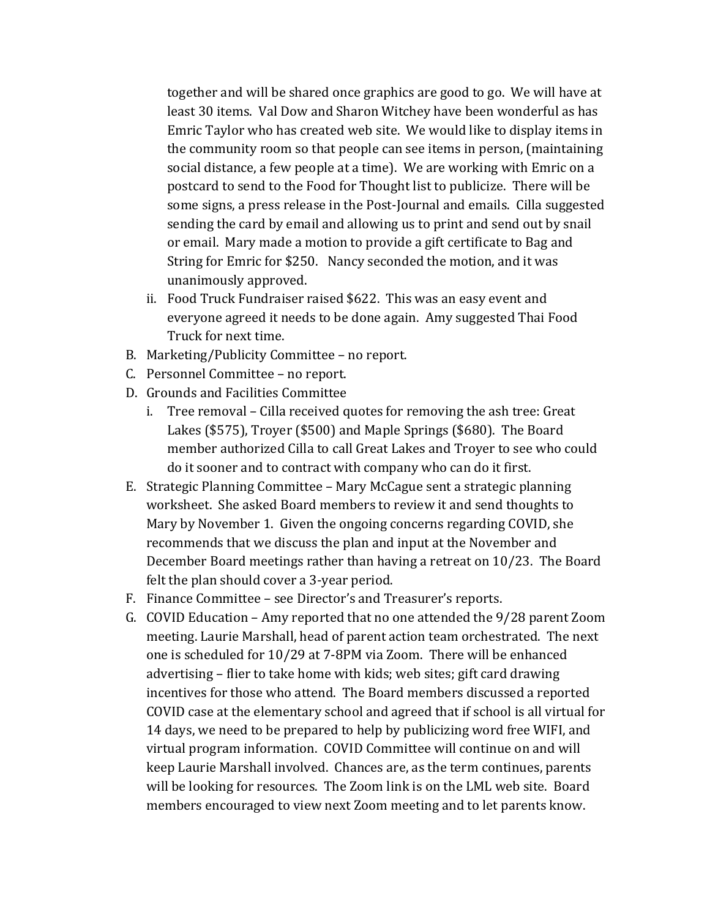together and will be shared once graphics are good to go. We will have at least 30 items. Val Dow and Sharon Witchey have been wonderful as has Emric Taylor who has created web site. We would like to display items in the community room so that people can see items in person, (maintaining social distance, a few people at a time). We are working with Emric on a postcard to send to the Food for Thought list to publicize. There will be some signs, a press release in the Post-Journal and emails. Cilla suggested sending the card by email and allowing us to print and send out by snail or email. Mary made a motion to provide a gift certificate to Bag and String for Emric for $250. Nancy seconded the motion, and it was unanimously approved.

   ii. Food Truck Fundraiser raised $622. This was an easy event and everyone agreed it needs to be done again. Amy suggested Thai Food Truck for next time.

B. Marketing/Publicity Committee – no report.

C. Personnel Committee – no report.

D. Grounds and Facilities Committee

   i. Tree removal – Cilla received quotes for removing the ash tree: Great Lakes ($575), Troyer ($500) and Maple Springs ($680). The Board member authorized Cilla to call Great Lakes and Troyer to see who could do it sooner and to contract with company who can do it first.

E. Strategic Planning Committee – Mary McCague sent a strategic planning worksheet. She asked Board members to review it and send thoughts to Mary by November 1. Given the ongoing concerns regarding COVID, she recommends that we discuss the plan and input at the November and December Board meetings rather than having a retreat on 10/23. The Board felt the plan should cover a 3-year period.

F. Finance Committee – see Director's and Treasurer's reports.

G. COVID Education – Amy reported that no one attended the 9/28 parent Zoom meeting. Laurie Marshall, head of parent action team orchestrated. The next one is scheduled for 10/29 at 7-8PM via Zoom. There will be enhanced advertising – flier to take home with kids; web sites; gift card drawing incentives for those who attend. The Board members discussed a reported COVID case at the elementary school and agreed that if school is all virtual for 14 days, we need to be prepared to help by publicizing word free WIFI, and virtual program information. COVID Committee will continue on and will keep Laurie Marshall involved. Chances are, as the term continues, parents will be looking for resources. The Zoom link is on the LML web site. Board members encouraged to view next Zoom meeting and to let parents know.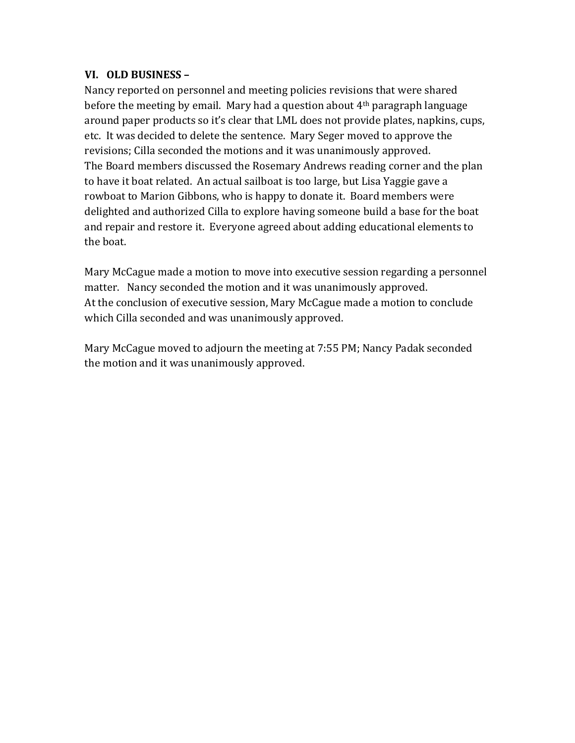**VI. OLD BUSINESS –**

Nancy reported on personnel and meeting policies revisions that were shared before the meeting by email. Mary had a question about 4th paragraph language around paper products so it's clear that LML does not provide plates, napkins, cups, etc. It was decided to delete the sentence. Mary Seger moved to approve the revisions; Cilla seconded the motions and it was unanimously approved.

The Board members discussed the Rosemary Andrews reading corner and the plan to have it boat related. An actual sailboat is too large, but Lisa Yaggie gave a rowboat to Marion Gibbons, who is happy to donate it. Board members were delighted and authorized Cilla to explore having someone build a base for the boat and repair and restore it. Everyone agreed about adding educational elements to the boat.

Mary McCague made a motion to move into executive session regarding a personnel matter. Nancy seconded the motion and it was unanimously approved.

At the conclusion of executive session, Mary McCague made a motion to conclude which Cilla seconded and was unanimously approved.

Mary McCague moved to adjourn the meeting at 7:55 PM; Nancy Padak seconded the motion and it was unanimously approved.